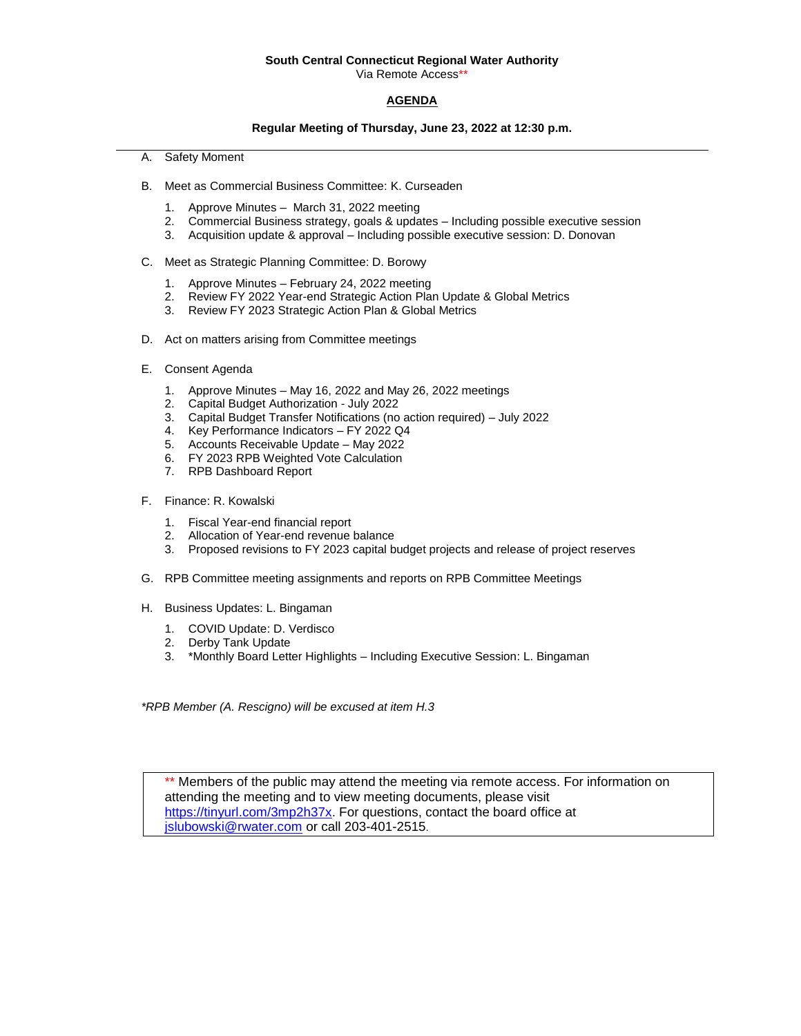**South Central Connecticut Regional Water Authority**
Via Remote Access**

**AGENDA**

**Regular Meeting of Thursday, June 23, 2022 at 12:30 p.m.**

---

A. Safety Moment

B. Meet as Commercial Business Committee: K. Curseaden

1. Approve Minutes – March 31, 2022 meeting
2. Commercial Business strategy, goals & updates – Including possible executive session
3. Acquisition update & approval – Including possible executive session: D. Donovan

C. Meet as Strategic Planning Committee: D. Borowy

1. Approve Minutes – February 24, 2022 meeting
2. Review FY 2022 Year-end Strategic Action Plan Update & Global Metrics
3. Review FY 2023 Strategic Action Plan & Global Metrics

D. Act on matters arising from Committee meetings

E. Consent Agenda

1. Approve Minutes – May 16, 2022 and May 26, 2022 meetings
2. Capital Budget Authorization - July 2022
3. Capital Budget Transfer Notifications (no action required) – July 2022
4. Key Performance Indicators – FY 2022 Q4
5. Accounts Receivable Update – May 2022
6. FY 2023 RPB Weighted Vote Calculation
7. RPB Dashboard Report

F. Finance: R. Kowalski

1. Fiscal Year-end financial report
2. Allocation of Year-end revenue balance
3. Proposed revisions to FY 2023 capital budget projects and release of project reserves

G. RPB Committee meeting assignments and reports on RPB Committee Meetings

H. Business Updates: L. Bingaman

1. COVID Update: D. Verdisco
2. Derby Tank Update
3. *Monthly Board Letter Highlights – Including Executive Session: L. Bingaman

*\*RPB Member (A. Rescigno) will be excused at item H.3*

** Members of the public may attend the meeting via remote access. For information on attending the meeting and to view meeting documents, please visit https://tinyurl.com/3mp2h37x. For questions, contact the board office at jslubowski@rwater.com or call 203-401-2515.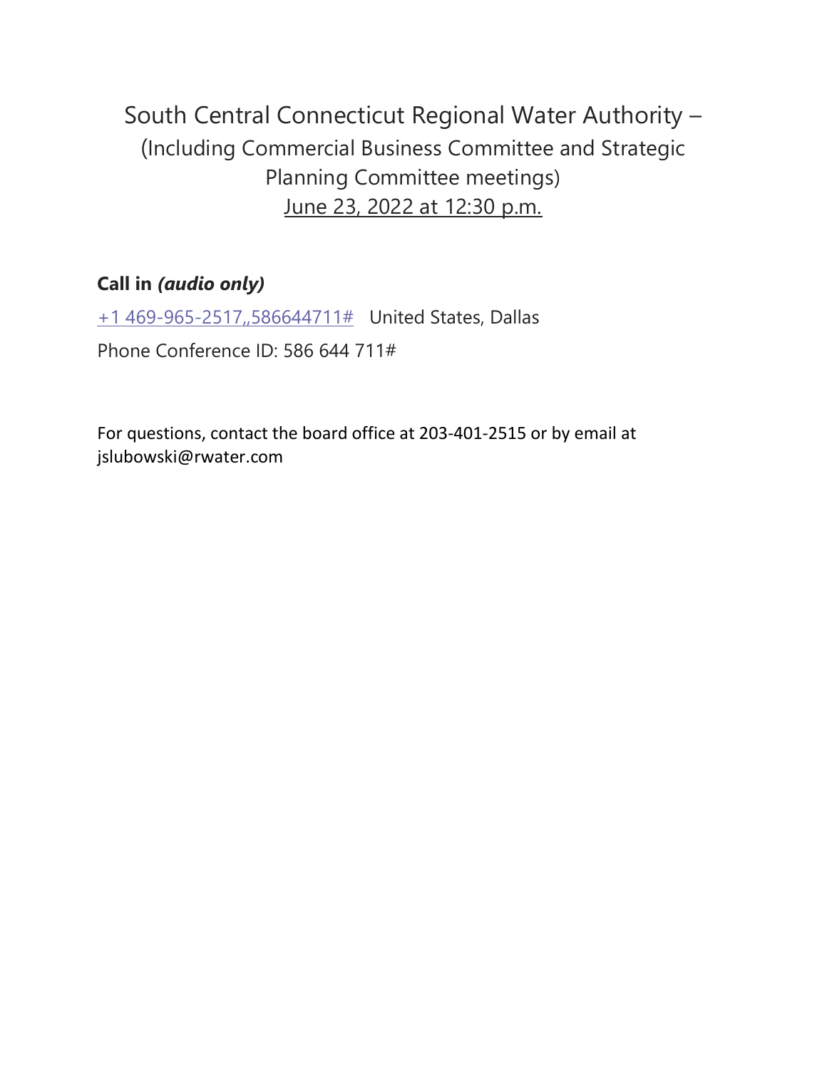# South Central Connecticut Regional Water Authority –

## (Including Commercial Business Committee and Strategic Planning Committee meetings)

## June 23, 2022 at 12:30 p.m.

**Call in *(audio only)***

+1 469-965-2517,,586644711#   United States, Dallas

Phone Conference ID: 586 644 711#

For questions, contact the board office at 203-401-2515 or by email at jslubowski@rwater.com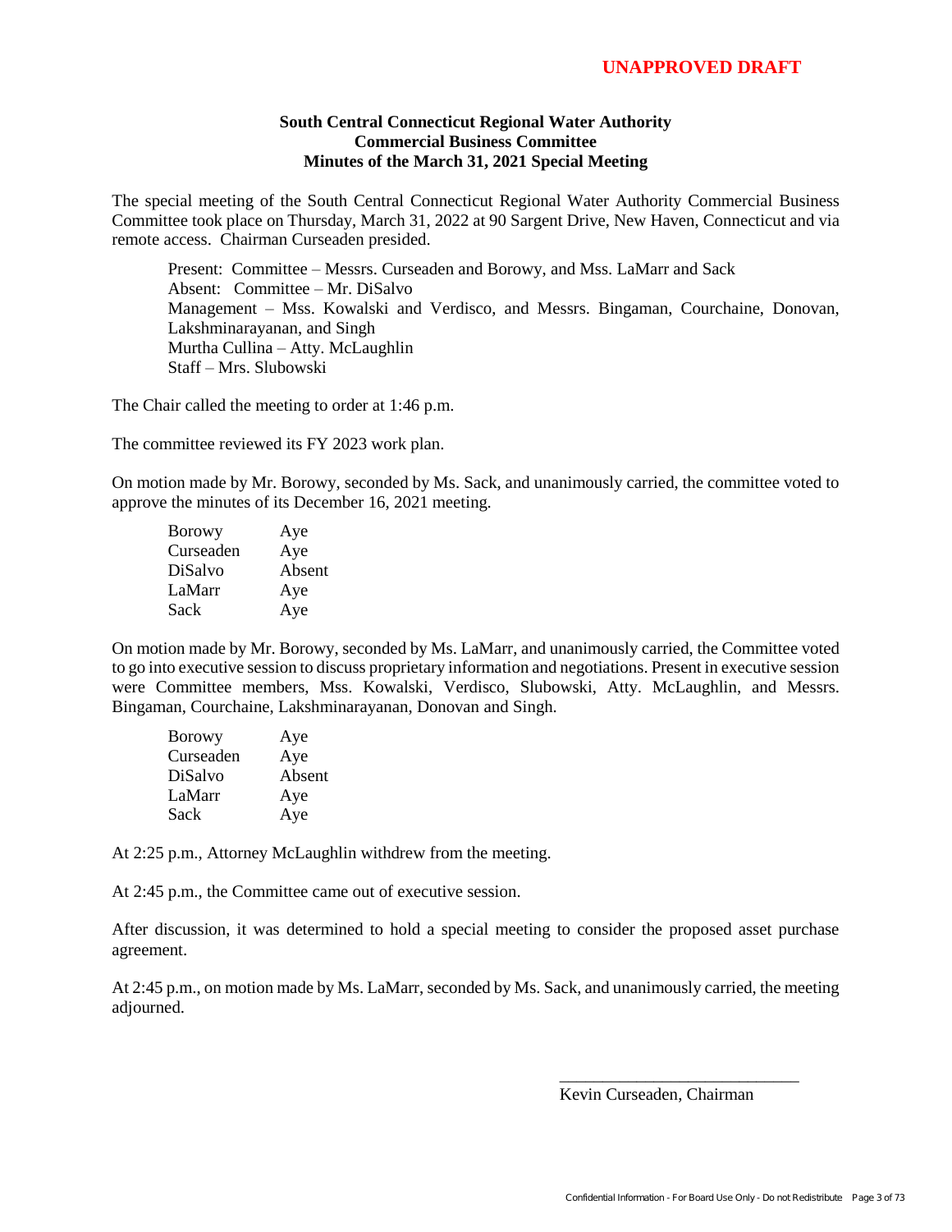**UNAPPROVED DRAFT**

**South Central Connecticut Regional Water Authority**
**Commercial Business Committee**
**Minutes of the March 31, 2021 Special Meeting**

The special meeting of the South Central Connecticut Regional Water Authority Commercial Business Committee took place on Thursday, March 31, 2022 at 90 Sargent Drive, New Haven, Connecticut and via remote access. Chairman Curseaden presided.

Present: Committee – Messrs. Curseaden and Borowy, and Mss. LaMarr and Sack
Absent: Committee – Mr. DiSalvo
Management – Mss. Kowalski and Verdisco, and Messrs. Bingaman, Courchaine, Donovan, Lakshminarayanan, and Singh
Murtha Cullina – Atty. McLaughlin
Staff – Mrs. Slubowski

The Chair called the meeting to order at 1:46 p.m.

The committee reviewed its FY 2023 work plan.

On motion made by Mr. Borowy, seconded by Ms. Sack, and unanimously carried, the committee voted to approve the minutes of its December 16, 2021 meeting.

| | |
|---|---|
| Borowy | Aye |
| Curseaden | Aye |
| DiSalvo | Absent |
| LaMarr | Aye |
| Sack | Aye |

On motion made by Mr. Borowy, seconded by Ms. LaMarr, and unanimously carried, the Committee voted to go into executive session to discuss proprietary information and negotiations. Present in executive session were Committee members, Mss. Kowalski, Verdisco, Slubowski, Atty. McLaughlin, and Messrs. Bingaman, Courchaine, Lakshminarayanan, Donovan and Singh.

| | |
|---|---|
| Borowy | Aye |
| Curseaden | Aye |
| DiSalvo | Absent |
| LaMarr | Aye |
| Sack | Aye |

At 2:25 p.m., Attorney McLaughlin withdrew from the meeting.

At 2:45 p.m., the Committee came out of executive session.

After discussion, it was determined to hold a special meeting to consider the proposed asset purchase agreement.

At 2:45 p.m., on motion made by Ms. LaMarr, seconded by Ms. Sack, and unanimously carried, the meeting adjourned.

_____________________________
Kevin Curseaden, Chairman